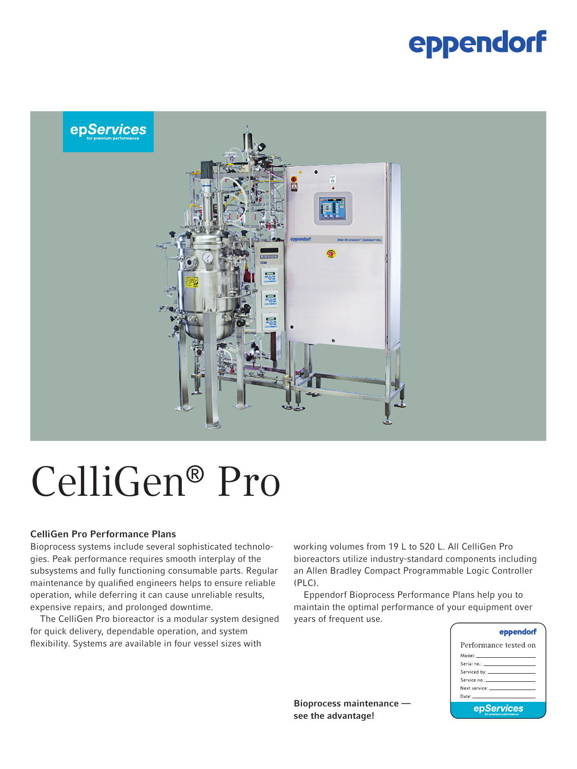# CelliGen® Pro

## CelliGen Pro Performance Plans

Bioprocess systems include several sophisticated technologies. Peak performance requires smooth interplay of the subsystems and fully functioning consumable parts. Regular maintenance by qualified engineers helps to ensure reliable operation, while deferring it can cause unreliable results, expensive repairs, and prolonged downtime.

The CelliGen Pro bioreactor is a modular system designed for quick delivery, dependable operation, and system flexibility. Systems are available in four vessel sizes with working volumes from 19 L to 520 L. All CelliGen Pro bioreactors utilize industry-standard components including an Allen Bradley Compact Programmable Logic Controller (PLC).

Eppendorf Bioprocess Performance Plans help you to maintain the optimal performance of your equipment over years of frequent use.

**Bioprocess maintenance — see the advantage!**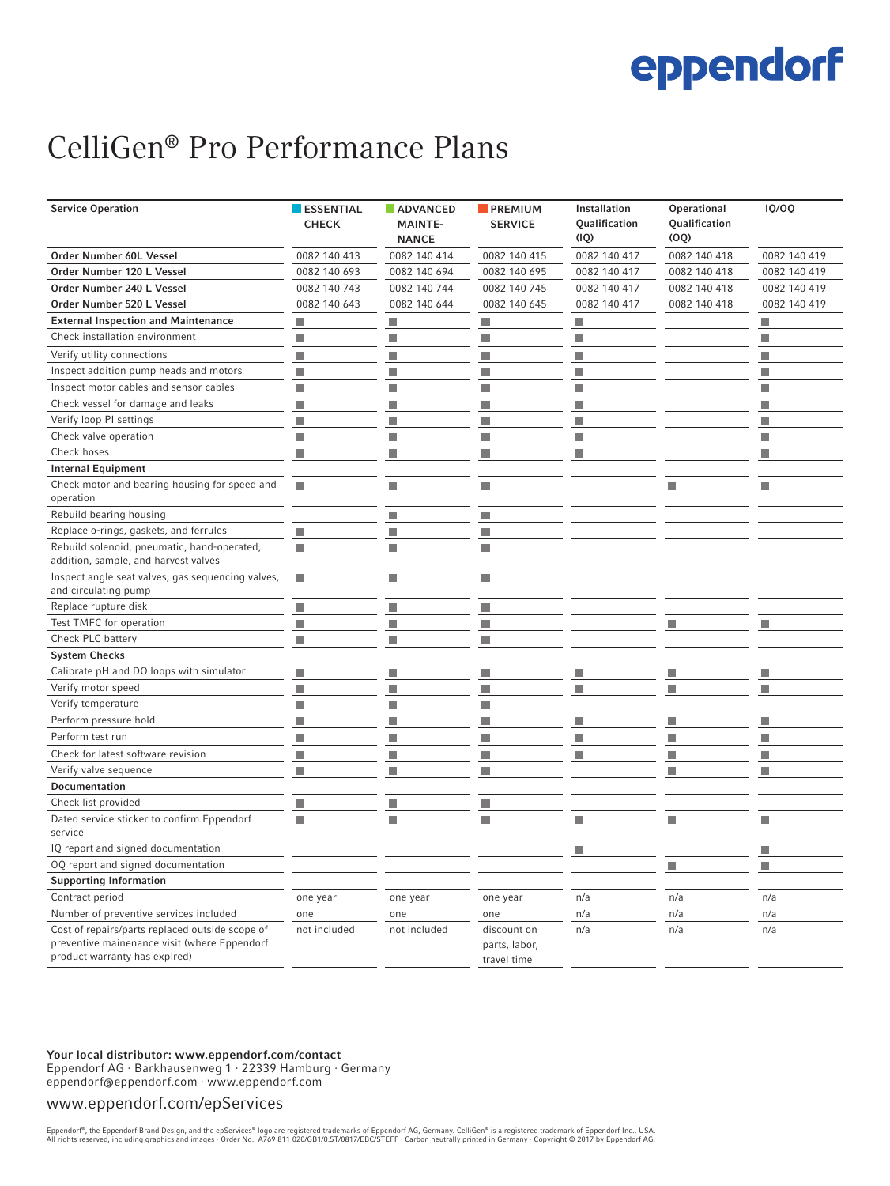# CelliGen® Pro Performance Plans

| Service Operation | ESSENTIAL CHECK | ADVANCED MAINTE-NANCE | PREMIUM SERVICE | Installation Qualification (IQ) | Operational Qualification (OQ) | IQ/OQ |
|---|---|---|---|---|---|---|
| **Order Number 60L Vessel** | 0082 140 413 | 0082 140 414 | 0082 140 415 | 0082 140 417 | 0082 140 418 | 0082 140 419 |
| **Order Number 120 L Vessel** | 0082 140 693 | 0082 140 694 | 0082 140 695 | 0082 140 417 | 0082 140 418 | 0082 140 419 |
| **Order Number 240 L Vessel** | 0082 140 743 | 0082 140 744 | 0082 140 745 | 0082 140 417 | 0082 140 418 | 0082 140 419 |
| **Order Number 520 L Vessel** | 0082 140 643 | 0082 140 644 | 0082 140 645 | 0082 140 417 | 0082 140 418 | 0082 140 419 |
| **External Inspection and Maintenance** | ■ | ■ | ■ | ■ | | ■ |
| Check installation environment | ■ | ■ | ■ | ■ | | ■ |
| Verify utility connections | ■ | ■ | ■ | ■ | | ■ |
| Inspect addition pump heads and motors | ■ | ■ | ■ | ■ | | ■ |
| Inspect motor cables and sensor cables | ■ | ■ | ■ | ■ | | ■ |
| Check vessel for damage and leaks | ■ | ■ | ■ | ■ | | ■ |
| Verify loop PI settings | ■ | ■ | ■ | ■ | | ■ |
| Check valve operation | ■ | ■ | ■ | ■ | | ■ |
| Check hoses | ■ | ■ | ■ | ■ | | ■ |
| **Internal Equipment** | | | | | | |
| Check motor and bearing housing for speed and operation | ■ | ■ | ■ | | ■ | ■ |
| Rebuild bearing housing | | ■ | ■ | | | |
| Replace o-rings, gaskets, and ferrules | ■ | ■ | ■ | | | |
| Rebuild solenoid, pneumatic, hand-operated, addition, sample, and harvest valves | ■ | ■ | ■ | | | |
| Inspect angle seat valves, gas sequencing valves, and circulating pump | ■ | ■ | ■ | | | |
| Replace rupture disk | ■ | ■ | ■ | | | |
| Test TMFC for operation | ■ | ■ | ■ | | ■ | ■ |
| Check PLC battery | ■ | ■ | ■ | | | |
| **System Checks** | | | | | | |
| Calibrate pH and DO loops with simulator | ■ | ■ | ■ | ■ | ■ | ■ |
| Verify motor speed | ■ | ■ | ■ | ■ | ■ | ■ |
| Verify temperature | ■ | ■ | ■ | | | |
| Perform pressure hold | ■ | ■ | ■ | ■ | ■ | ■ |
| Perform test run | ■ | ■ | ■ | ■ | ■ | ■ |
| Check for latest software revision | ■ | ■ | ■ | ■ | ■ | ■ |
| Verify valve sequence | ■ | ■ | ■ | | ■ | ■ |
| **Documentation** | | | | | | |
| Check list provided | ■ | ■ | ■ | | | |
| Dated service sticker to confirm Eppendorf service | ■ | ■ | ■ | ■ | ■ | ■ |
| IQ report and signed documentation | | | | ■ | | ■ |
| OQ report and signed documentation | | | | | ■ | ■ |
| **Supporting Information** | | | | | | |
| Contract period | one year | one year | one year | n/a | n/a | n/a |
| Number of preventive services included | one | one | one | n/a | n/a | n/a |
| Cost of repairs/parts replaced outside scope of preventive mainenance visit (where Eppendorf product warranty has expired) | not included | not included | discount on parts, labor, travel time | n/a | n/a | n/a |

**Your local distributor: www.eppendorf.com/contact**
Eppendorf AG · Barkhausenweg 1 · 22339 Hamburg · Germany
eppendorf@eppendorf.com · www.eppendorf.com

www.eppendorf.com/epServices

Eppendorf®, the Eppendorf Brand Design, and the epServices® logo are registered trademarks of Eppendorf AG, Germany. CelliGen® is a registered trademark of Eppendorf Inc., USA.
All rights reserved, including graphics and images · Order No.: A769 811 020/GB1/0.5T/0817/EBC/STEFF · Carbon neutrally printed in Germany · Copyright © 2017 by Eppendorf AG.